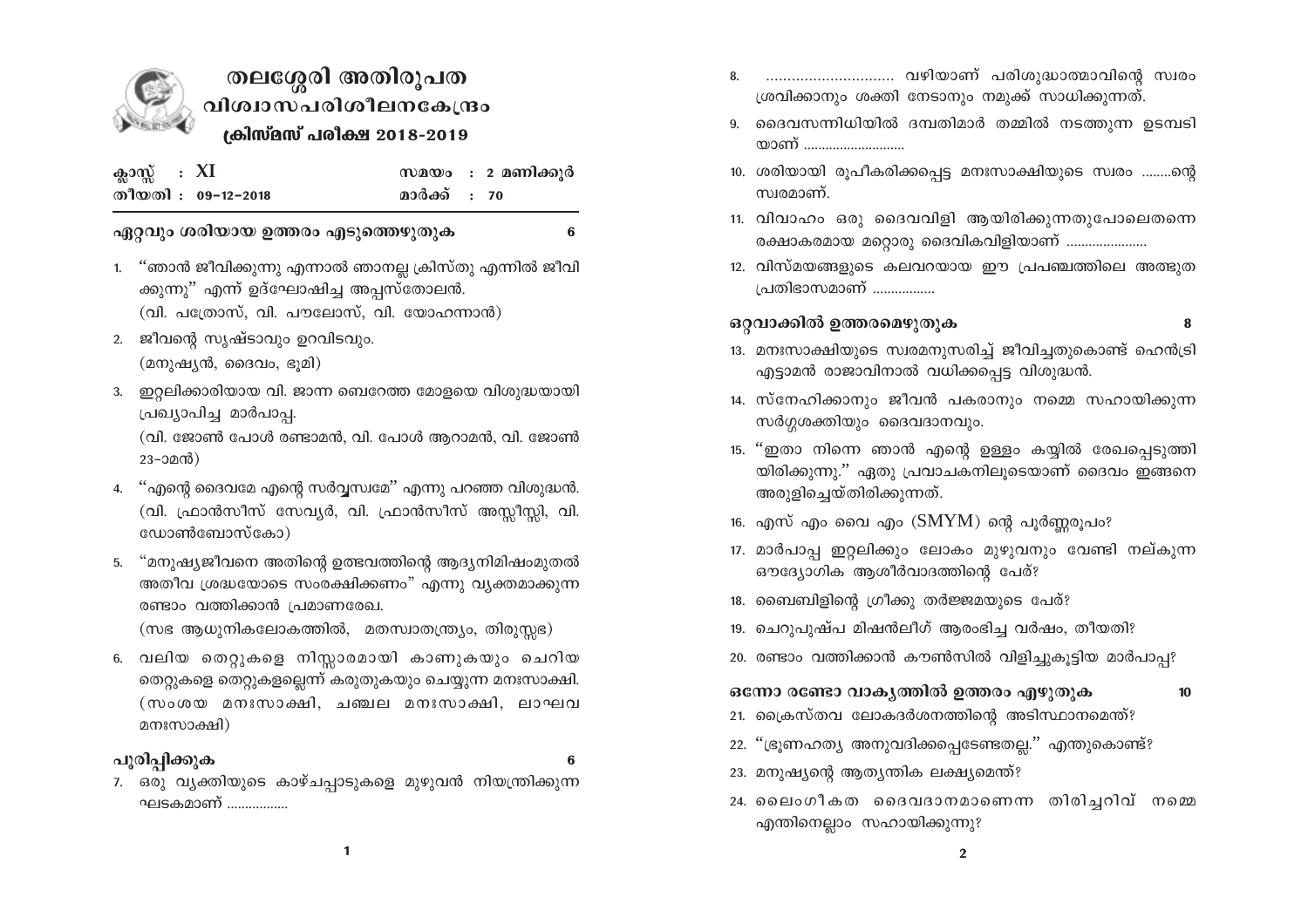# തലശ്ശേരി അതിരൂപത
## വിശ്വാസപരിശീലനകേന്ദ്രം
### ക്രിസ്മസ് പരീക്ഷ 2018-2019

ക്ലാസ്സ് : XI | സമയം : 2 മണിക്കൂർ

തീയതി : 09-12-2018 | മാർക്ക് : 70

### ഏറ്റവും ശരിയായ ഉത്തരം എടുത്തെഴുതുക — 6

1. "ഞാൻ ജീവിക്കുന്നു എന്നാൽ ഞാനല്ല ക്രിസ്തു എന്നിൽ ജീവിക്കുന്നു" എന്ന് ഉദ്ഘോഷിച്ച അപ്പസ്തോലൻ.
   (വി. പത്രോസ്, വി. പൗലോസ്, വി. യോഹന്നാൻ)
2. ജീവന്റെ സൃഷ്ടാവും ഉറവിടവും.
   (മനുഷ്യൻ, ദൈവം, ഭൂമി)
3. ഇറ്റലിക്കാരിയായ വി. ജാന്ന ബെറേത്ത മോളയെ വിശുദ്ധയായി പ്രഖ്യാപിച്ച മാർപാപ്പ.
   (വി. ജോൺ പോൾ രണ്ടാമൻ, വി. പോൾ ആറാമൻ, വി. ജോൺ 23-ാമൻ)
4. "എന്റെ ദൈവമേ എന്റെ സർവ്വസ്വമേ" എന്നു പറഞ്ഞ വിശുദ്ധൻ.
   (വി. ഫ്രാൻസീസ് സേവ്യർ, വി. ഫ്രാൻസീസ് അസ്സീസ്സി, വി. ഡോൺബോസ്കോ)
5. "മനുഷ്യജീവനെ അതിന്റെ ഉത്ഭവത്തിന്റെ ആദ്യനിമിഷംമുതൽ അതീവ ശ്രദ്ധയോടെ സംരക്ഷിക്കണം" എന്നു വ്യക്തമാക്കുന്ന രണ്ടാം വത്തിക്കാൻ പ്രമാണരേഖ.
   (സഭ ആധുനികലോകത്തിൽ, മതസ്വാതന്ത്ര്യം, തിരുസ്സഭ)
6. വലിയ തെറ്റുകളെ നിസ്സാരമായി കാണുകയും ചെറിയ തെറ്റുകളെ തെറ്റുകളല്ലെന്ന് കരുതുകയും ചെയ്യുന്ന മനഃസാക്ഷി.
   (സംശയ മനഃസാക്ഷി, ചഞ്ചല മനഃസാക്ഷി, ലാഘവ മനഃസാക്ഷി)

### പൂരിപ്പിക്കുക — 6

7. ഒരു വ്യക്തിയുടെ കാഴ്ചപ്പാടുകളെ മുഴുവൻ നിയന്ത്രിക്കുന്ന ഘടകമാണ് .................
8. .............................. വഴിയാണ് പരിശുദ്ധാത്മാവിന്റെ സ്വരം ശ്രവിക്കാനും ശക്തി നേടാനും നമുക്ക് സാധിക്കുന്നത്.
9. ദൈവസന്നിധിയിൽ ദമ്പതിമാർ തമ്മിൽ നടത്തുന്ന ഉടമ്പടി യാണ് ............................
10. ശരിയായി രൂപീകരിക്കപ്പെട്ട മനഃസാക്ഷിയുടെ സ്വരം ........ന്റെ സ്വരമാണ്.
11. വിവാഹം ഒരു ദൈവവിളി ആയിരിക്കുന്നതുപോലെതന്നെ രക്ഷാകരമായ മറ്റൊരു ദൈവികവിളിയാണ് ......................
12. വിസ്മയങ്ങളുടെ കലവറയായ ഈ പ്രപഞ്ചത്തിലെ അത്ഭുത പ്രതിഭാസമാണ് .................

### ഒറ്റവാക്കിൽ ഉത്തരമെഴുതുക — 8

13. മനഃസാക്ഷിയുടെ സ്വരമനുസരിച്ച് ജീവിച്ചതുകൊണ്ട് ഹെൻട്രി എട്ടാമൻ രാജാവിനാൽ വധിക്കപ്പെട്ട വിശുദ്ധൻ.
14. സ്നേഹിക്കാനും ജീവൻ പകരാനും നമ്മെ സഹായിക്കുന്ന സർഗ്ഗശക്തിയും ദൈവദാനവും.
15. "ഇതാ നിന്നെ ഞാൻ എന്റെ ഉള്ളം കയ്യിൽ രേഖപ്പെടുത്തിയിരിക്കുന്നു." ഏതു പ്രവാചകനിലൂടെയാണ് ദൈവം ഇങ്ങനെ അരുളിച്ചെയ്തിരിക്കുന്നത്.
16. എസ് എം വൈ എം (SMYM) ന്റെ പൂർണ്ണരൂപം?
17. മാർപാപ്പ ഇറ്റലിക്കും ലോകം മുഴുവനും വേണ്ടി നല്കുന്ന ഔദ്യോഗിക ആശീർവാദത്തിന്റെ പേര്?
18. ബൈബിളിന്റെ ഗ്രീക്കു തർജ്ജമയുടെ പേര്?
19. ചെറുപുഷ്പ മിഷൻലീഗ് ആരംഭിച്ച വർഷം, തീയതി?
20. രണ്ടാം വത്തിക്കാൻ കൗൺസിൽ വിളിച്ചുകൂട്ടിയ മാർപാപ്പ?

### ഒന്നോ രണ്ടോ വാക്യത്തിൽ ഉത്തരം എഴുതുക — 10

21. ക്രൈസ്തവ ലോകദർശനത്തിന്റെ അടിസ്ഥാനമെന്ത്?
22. "ഭ്രൂണഹത്യ അനുവദിക്കപ്പെടേണ്ടതല്ല." എന്തുകൊണ്ട്?
23. മനുഷ്യന്റെ ആത്യന്തിക ലക്ഷ്യമെന്ത്?
24. ലൈംഗീകത ദൈവദാനമാണെന്ന തിരിച്ചറിവ് നമ്മെ എന്തിനെല്ലാം സഹായിക്കുന്നു?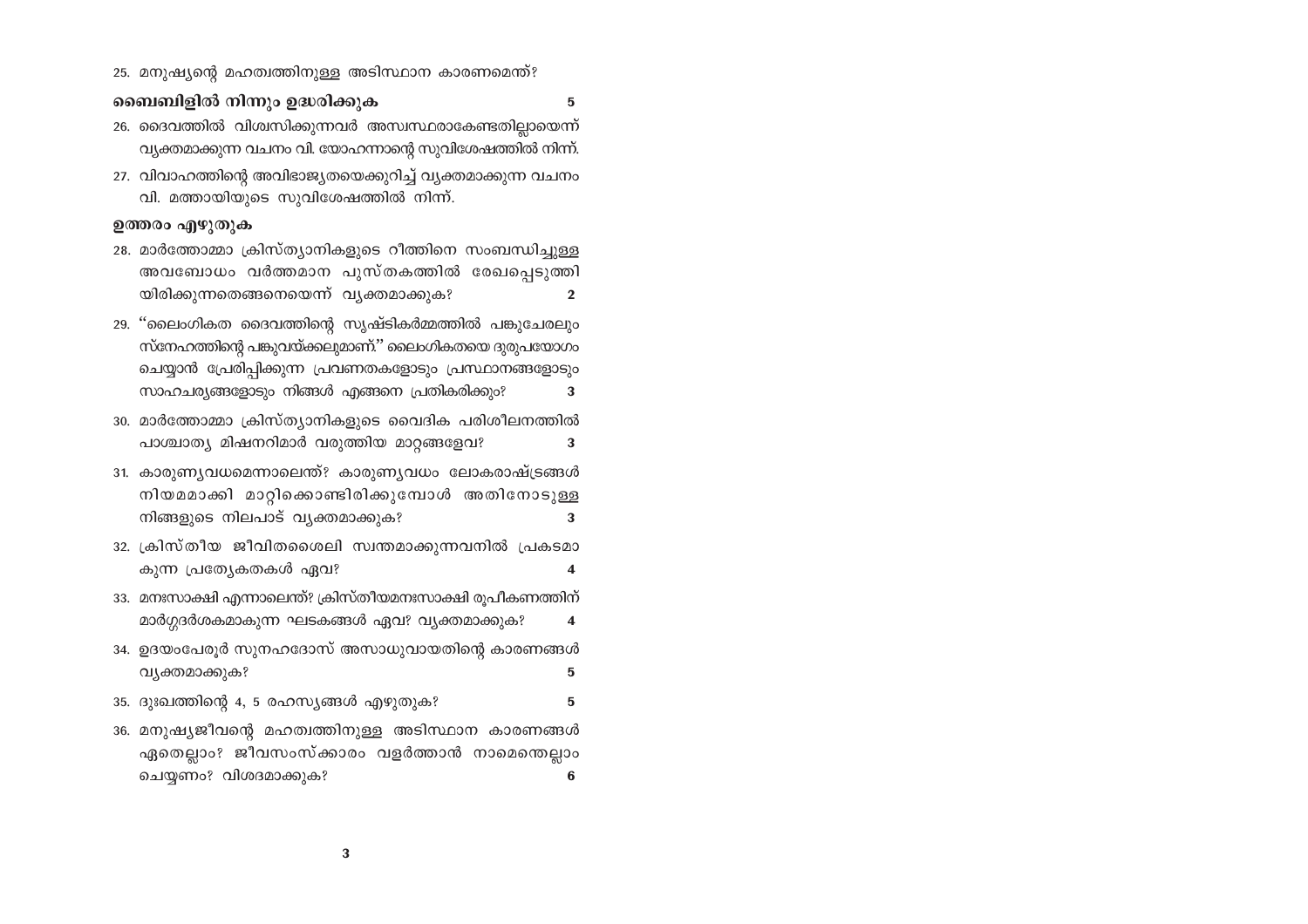25. മനുഷ്യന്റെ മഹത്വത്തിനുള്ള അടിസ്ഥാന കാരണമെന്ത്?

**ബൈബിളിൽ നിന്നും ഉദ്ധരിക്കുക** 5

26. ദൈവത്തിൽ വിശ്വസിക്കുന്നവർ അസ്വസ്ഥരാകേണ്ടതില്ലായെന്ന് വ്യക്തമാക്കുന്ന വചനം വി. യോഹന്നാന്റെ സുവിശേഷത്തിൽ നിന്ന്.

27. വിവാഹത്തിന്റെ അവിഭാജ്യതയെക്കുറിച്ച് വ്യക്തമാക്കുന്ന വചനം വി. മത്തായിയുടെ സുവിശേഷത്തിൽ നിന്ന്.

**ഉത്തരം എഴുതുക**

28. മാർത്തോമ്മാ ക്രിസ്ത്യാനികളുടെ റീത്തിനെ സംബന്ധിച്ചുള്ള അവബോധം വർത്തമാന പുസ്തകത്തിൽ രേഖപ്പെടുത്തിയിരിക്കുന്നതെങ്ങനെയെന്ന് വ്യക്തമാക്കുക? 2

29. "ലൈംഗികത ദൈവത്തിന്റെ സൃഷ്ടികർമ്മത്തിൽ പങ്കുചേരലും സ്നേഹത്തിന്റെ പങ്കുവയ്ക്കലുമാണ്." ലൈംഗികതയെ ദുരുപയോഗം ചെയ്യാൻ പ്രേരിപ്പിക്കുന്ന പ്രവണതകളോടും പ്രസ്ഥാനങ്ങളോടും സാഹചര്യങ്ങളോടും നിങ്ങൾ എങ്ങനെ പ്രതികരിക്കും? 3

30. മാർത്തോമ്മാ ക്രിസ്ത്യാനികളുടെ വൈദിക പരിശീലനത്തിൽ പാശ്ചാത്യ മിഷനറിമാർ വരുത്തിയ മാറ്റങ്ങളേവ? 3

31. കാരുണ്യവധമെന്നാലെന്ത്? കാരുണ്യവധം ലോകരാഷ്ട്രങ്ങൾ നിയമമാക്കി മാറ്റിക്കൊണ്ടിരിക്കുമ്പോൾ അതിനോടുള്ള നിങ്ങളുടെ നിലപാട് വ്യക്തമാക്കുക? 3

32. ക്രിസ്തീയ ജീവിതശൈലി സ്വന്തമാക്കുന്നവനിൽ പ്രകടമാകുന്ന പ്രത്യേകതകൾ ഏവ? 4

33. മനഃസാക്ഷി എന്നാലെന്ത്? ക്രിസ്തീയമനഃസാക്ഷി രൂപീകണത്തിന് മാർഗ്ഗദർശകമാകുന്ന ഘടകങ്ങൾ ഏവ? വ്യക്തമാക്കുക? 4

34. ഉദയംപേരൂർ സുനഹദോസ് അസാധുവായതിന്റെ കാരണങ്ങൾ വ്യക്തമാക്കുക? 5

35. ദുഃഖത്തിന്റെ 4, 5 രഹസ്യങ്ങൾ എഴുതുക? 5

36. മനുഷ്യജീവന്റെ മഹത്വത്തിനുള്ള അടിസ്ഥാന കാരണങ്ങൾ ഏതെല്ലാം? ജീവസംസ്ക്കാരം വളർത്താൻ നാമെന്തെല്ലാം ചെയ്യണം? വിശദമാക്കുക? 6